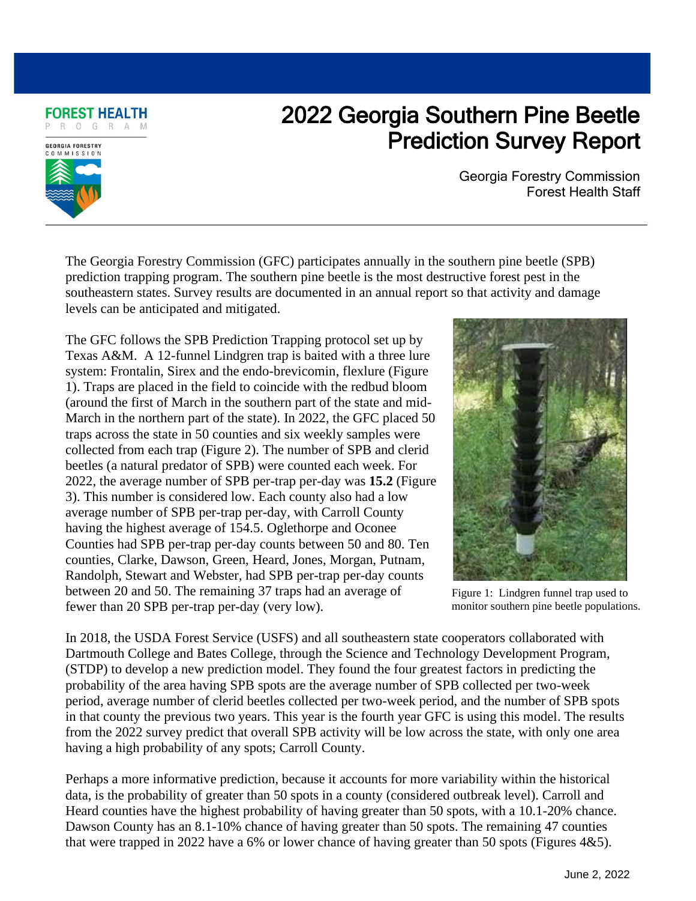FOREST HEALTH
PROGRAM

GEORGIA FORESTRY COMMISSION

# 2022 Georgia Southern Pine Beetle Prediction Survey Report

Georgia Forestry Commission
Forest Health Staff

The Georgia Forestry Commission (GFC) participates annually in the southern pine beetle (SPB) prediction trapping program. The southern pine beetle is the most destructive forest pest in the southeastern states. Survey results are documented in an annual report so that activity and damage levels can be anticipated and mitigated.

The GFC follows the SPB Prediction Trapping protocol set up by Texas A&M. A 12-funnel Lindgren trap is baited with a three lure system: Frontalin, Sirex and the endo-brevicomin, flexlure (Figure 1). Traps are placed in the field to coincide with the redbud bloom (around the first of March in the southern part of the state and mid-March in the northern part of the state). In 2022, the GFC placed 50 traps across the state in 50 counties and six weekly samples were collected from each trap (Figure 2). The number of SPB and clerid beetles (a natural predator of SPB) were counted each week. For 2022, the average number of SPB per-trap per-day was **15.2** (Figure 3). This number is considered low. Each county also had a low average number of SPB per-trap per-day, with Carroll County having the highest average of 154.5. Oglethorpe and Oconee Counties had SPB per-trap per-day counts between 50 and 80. Ten counties, Clarke, Dawson, Green, Heard, Jones, Morgan, Putnam, Randolph, Stewart and Webster, had SPB per-trap per-day counts between 20 and 50. The remaining 37 traps had an average of fewer than 20 SPB per-trap per-day (very low).

Figure 1: Lindgren funnel trap used to monitor southern pine beetle populations.

In 2018, the USDA Forest Service (USFS) and all southeastern state cooperators collaborated with Dartmouth College and Bates College, through the Science and Technology Development Program, (STDP) to develop a new prediction model. They found the four greatest factors in predicting the probability of the area having SPB spots are the average number of SPB collected per two-week period, average number of clerid beetles collected per two-week period, and the number of SPB spots in that county the previous two years. This year is the fourth year GFC is using this model. The results from the 2022 survey predict that overall SPB activity will be low across the state, with only one area having a high probability of any spots; Carroll County.

Perhaps a more informative prediction, because it accounts for more variability within the historical data, is the probability of greater than 50 spots in a county (considered outbreak level). Carroll and Heard counties have the highest probability of having greater than 50 spots, with a 10.1-20% chance. Dawson County has an 8.1-10% chance of having greater than 50 spots. The remaining 47 counties that were trapped in 2022 have a 6% or lower chance of having greater than 50 spots (Figures 4&5).

June 2, 2022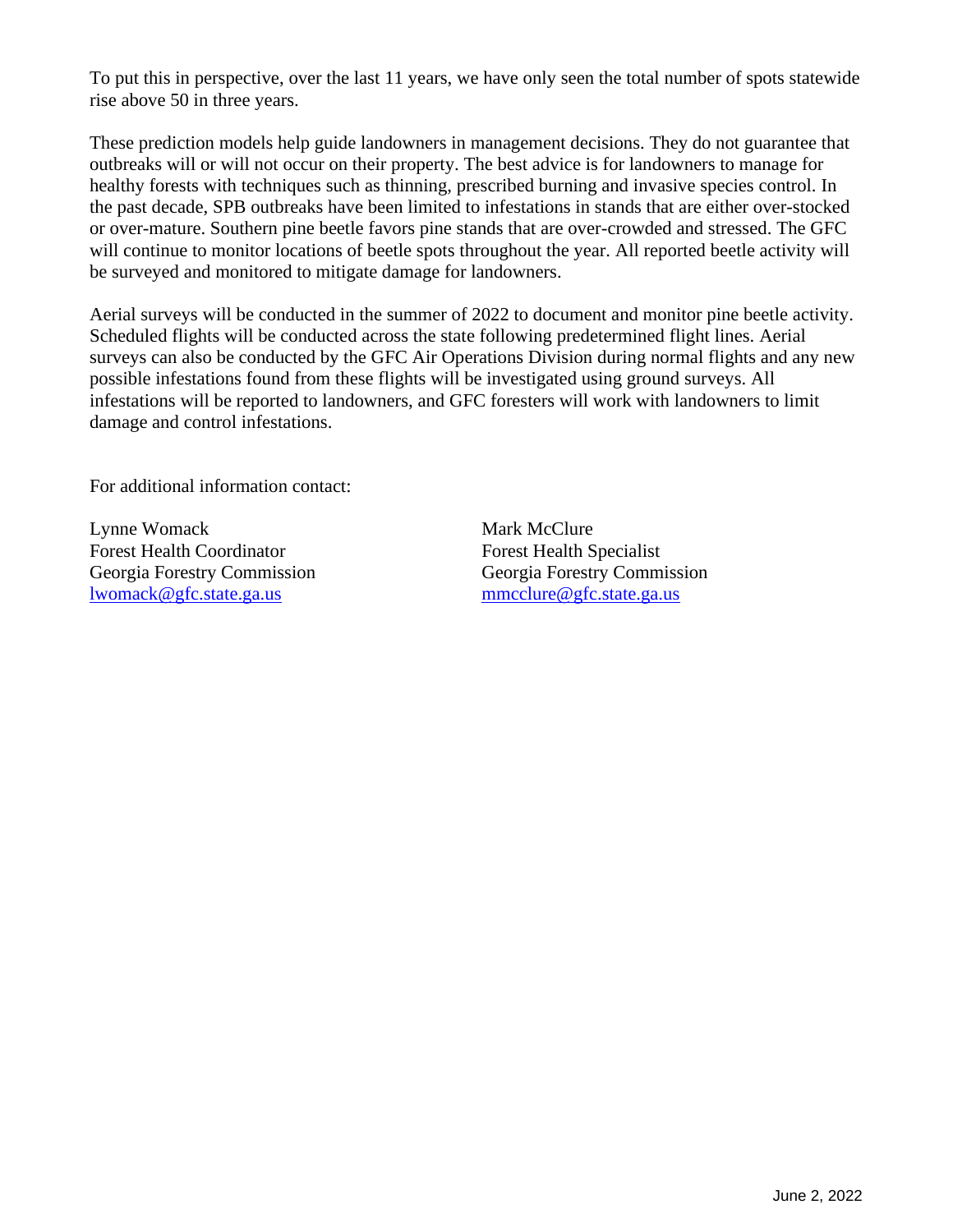To put this in perspective, over the last 11 years, we have only seen the total number of spots statewide rise above 50 in three years.

These prediction models help guide landowners in management decisions. They do not guarantee that outbreaks will or will not occur on their property. The best advice is for landowners to manage for healthy forests with techniques such as thinning, prescribed burning and invasive species control. In the past decade, SPB outbreaks have been limited to infestations in stands that are either over-stocked or over-mature. Southern pine beetle favors pine stands that are over-crowded and stressed. The GFC will continue to monitor locations of beetle spots throughout the year. All reported beetle activity will be surveyed and monitored to mitigate damage for landowners.

Aerial surveys will be conducted in the summer of 2022 to document and monitor pine beetle activity. Scheduled flights will be conducted across the state following predetermined flight lines. Aerial surveys can also be conducted by the GFC Air Operations Division during normal flights and any new possible infestations found from these flights will be investigated using ground surveys. All infestations will be reported to landowners, and GFC foresters will work with landowners to limit damage and control infestations.

For additional information contact:

Lynne Womack
Forest Health Coordinator
Georgia Forestry Commission
lwomack@gfc.state.ga.us

Mark McClure
Forest Health Specialist
Georgia Forestry Commission
mmcclure@gfc.state.ga.us

June 2, 2022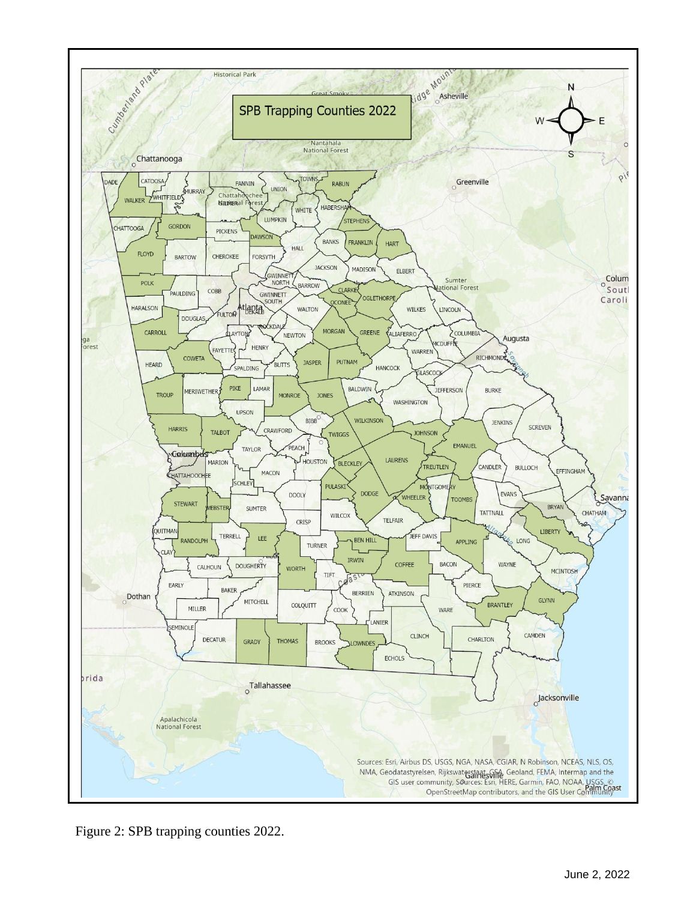SPB Trapping Counties 2022

Figure 2: SPB trapping counties 2022.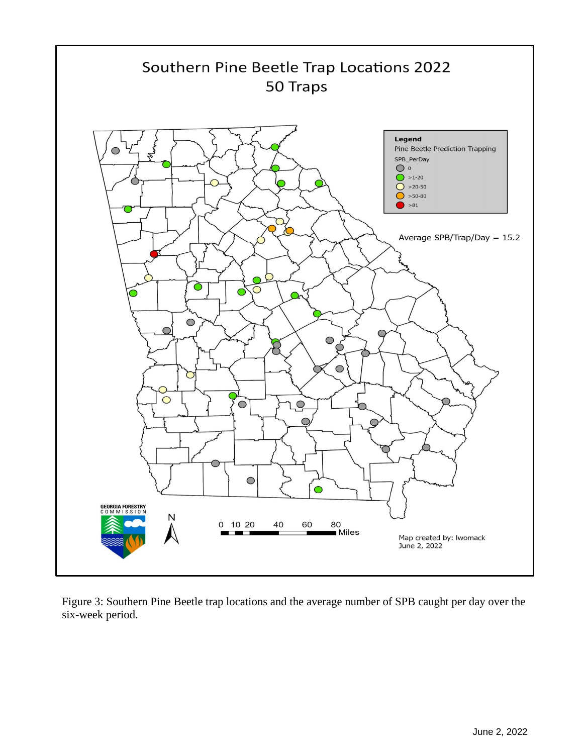Southern Pine Beetle Trap Locations 2022
50 Traps

Legend
Pine Beetle Prediction Trapping
SPB_PerDay
0
>1-20
>20-50
>50-80
>81

Average SPB/Trap/Day = 15.2

GEORGIA FORESTRY COMMISSION

N

0 10 20 40 60 80
Miles

Map created by: lwomack
June 2, 2022

Figure 3: Southern Pine Beetle trap locations and the average number of SPB caught per day over the six-week period.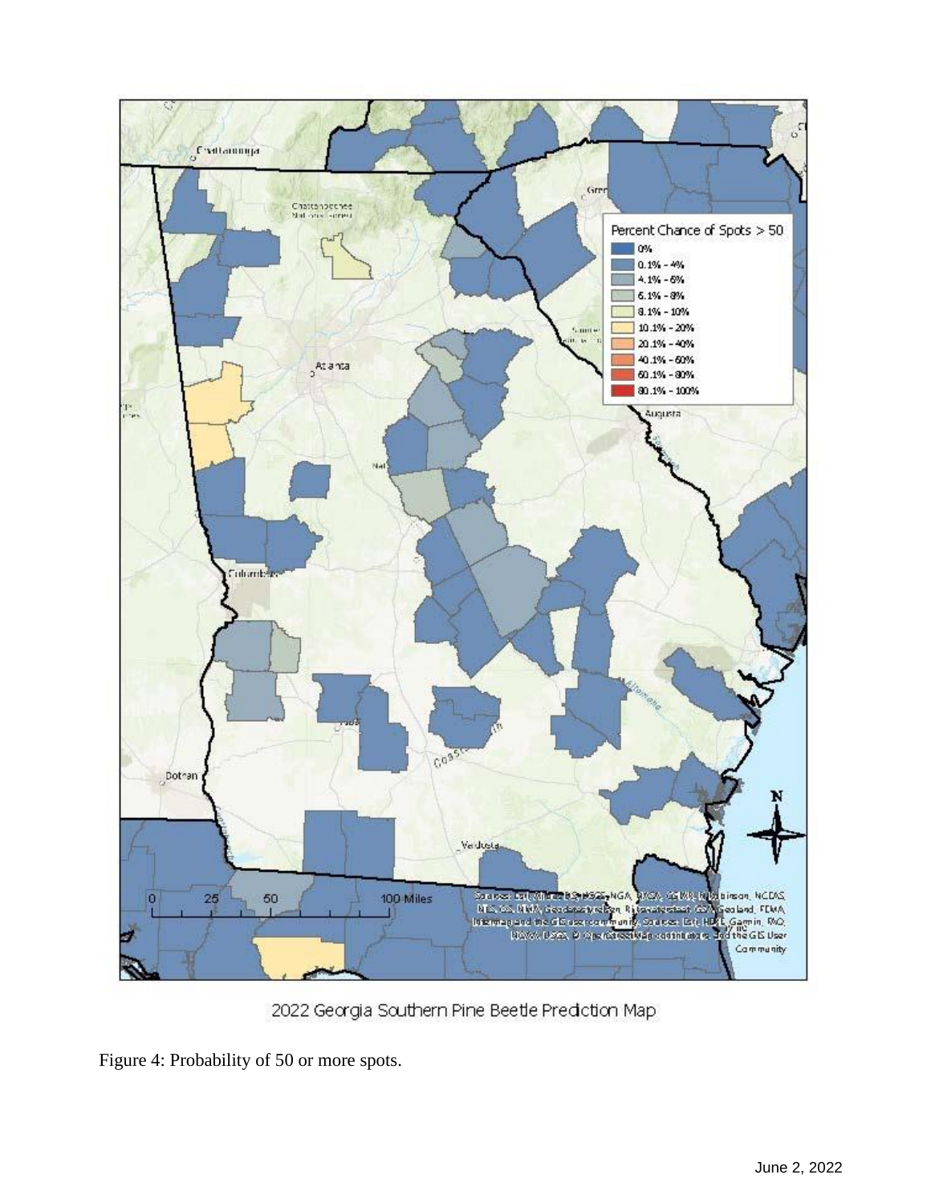Percent Chance of Spots > 50

0%

0.1% - 4%

4.1% - 6%

6.1% - 8%

8.1% - 10%

10.1% - 20%

20.1% - 40%

40.1% - 60%

60.1% - 80%

80.1% - 100%

0 25 50 100 Miles

2022 Georgia Southern Pine Beetle Prediction Map

Figure 4: Probability of 50 or more spots.

June 2, 2022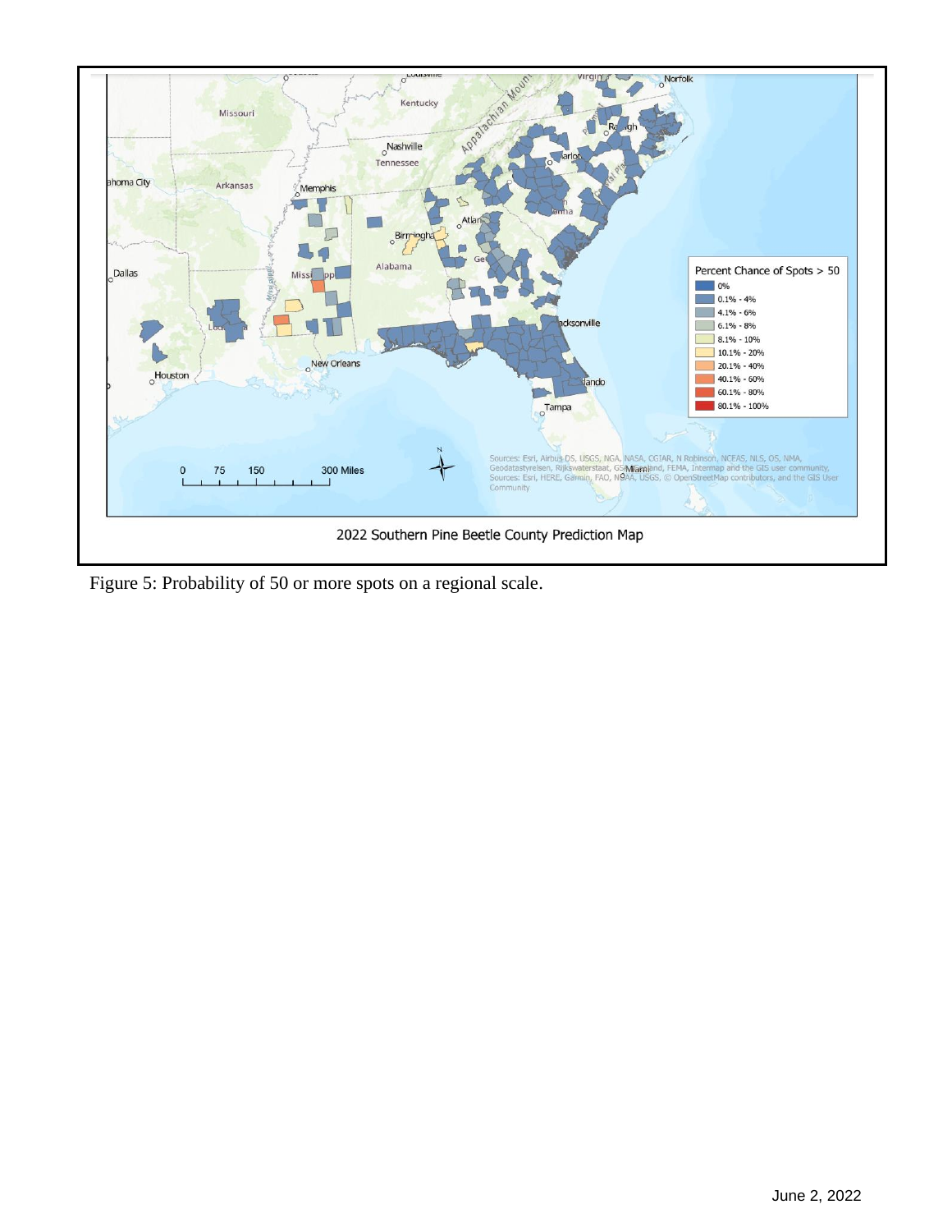2022 Southern Pine Beetle County Prediction Map

Percent Chance of Spots > 50

0%

0.1% - 4%

4.1% - 6%

6.1% - 8%

8.1% - 10%

10.1% - 20%

20.1% - 40%

40.1% - 60%

60.1% - 80%

80.1% - 100%

0 75 150 300 Miles

Sources: Esri, Airbus DS, USGS, NGA, NASA, CGIAR, N Robinson, NCEAS, NLS, OS, NMA, Geodatastyrelsen, Rijkswaterstaat, GSA, Geoland, FEMA, Intermap and the GIS user community, Sources: Esri, HERE, Garmin, FAO, NOAA, USGS, © OpenStreetMap contributors, and the GIS User Community

Figure 5: Probability of 50 or more spots on a regional scale.

June 2, 2022